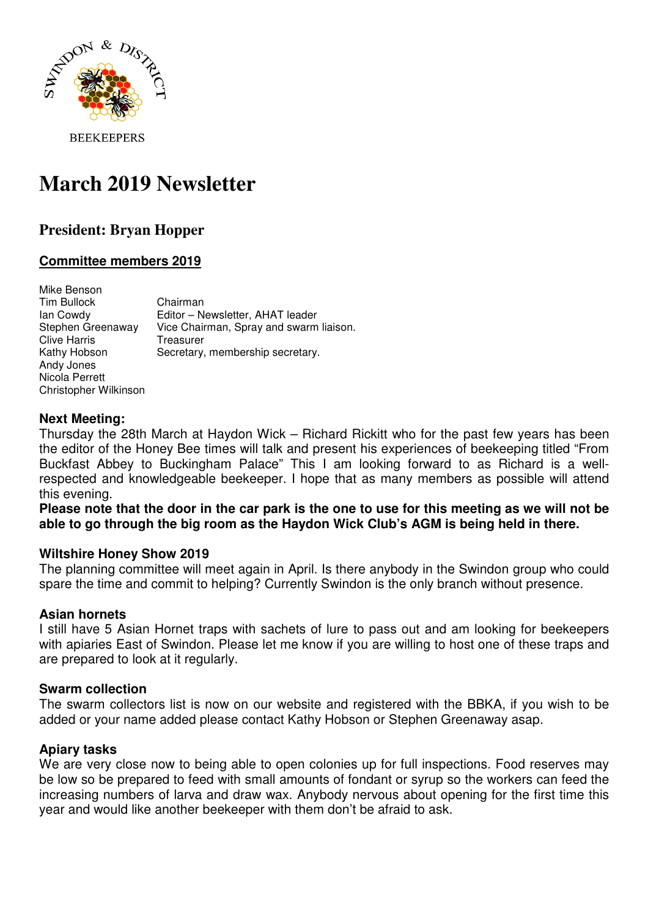SWINDON & DISTRICT BEEKEEPERS

# March 2019 Newsletter

## President: Bryan Hopper

### Committee members 2019

| | |
|---|---|
| Mike Benson | |
| Tim Bullock | Chairman |
| Ian Cowdy | Editor – Newsletter, AHAT leader |
| Stephen Greenaway | Vice Chairman, Spray and swarm liaison. |
| Clive Harris | Treasurer |
| Kathy Hobson | Secretary, membership secretary. |
| Andy Jones | |
| Nicola Perrett | |
| Christopher Wilkinson | |

### Next Meeting:

Thursday the 28th March at Haydon Wick – Richard Rickitt who for the past few years has been the editor of the Honey Bee times will talk and present his experiences of beekeeping titled "From Buckfast Abbey to Buckingham Palace" This I am looking forward to as Richard is a well-respected and knowledgeable beekeeper. I hope that as many members as possible will attend this evening.

**Please note that the door in the car park is the one to use for this meeting as we will not be able to go through the big room as the Haydon Wick Club's AGM is being held in there.**

### Wiltshire Honey Show 2019

The planning committee will meet again in April. Is there anybody in the Swindon group who could spare the time and commit to helping? Currently Swindon is the only branch without presence.

### Asian hornets

I still have 5 Asian Hornet traps with sachets of lure to pass out and am looking for beekeepers with apiaries East of Swindon. Please let me know if you are willing to host one of these traps and are prepared to look at it regularly.

### Swarm collection

The swarm collectors list is now on our website and registered with the BBKA, if you wish to be added or your name added please contact Kathy Hobson or Stephen Greenaway asap.

### Apiary tasks

We are very close now to being able to open colonies up for full inspections. Food reserves may be low so be prepared to feed with small amounts of fondant or syrup so the workers can feed the increasing numbers of larva and draw wax. Anybody nervous about opening for the first time this year and would like another beekeeper with them don't be afraid to ask.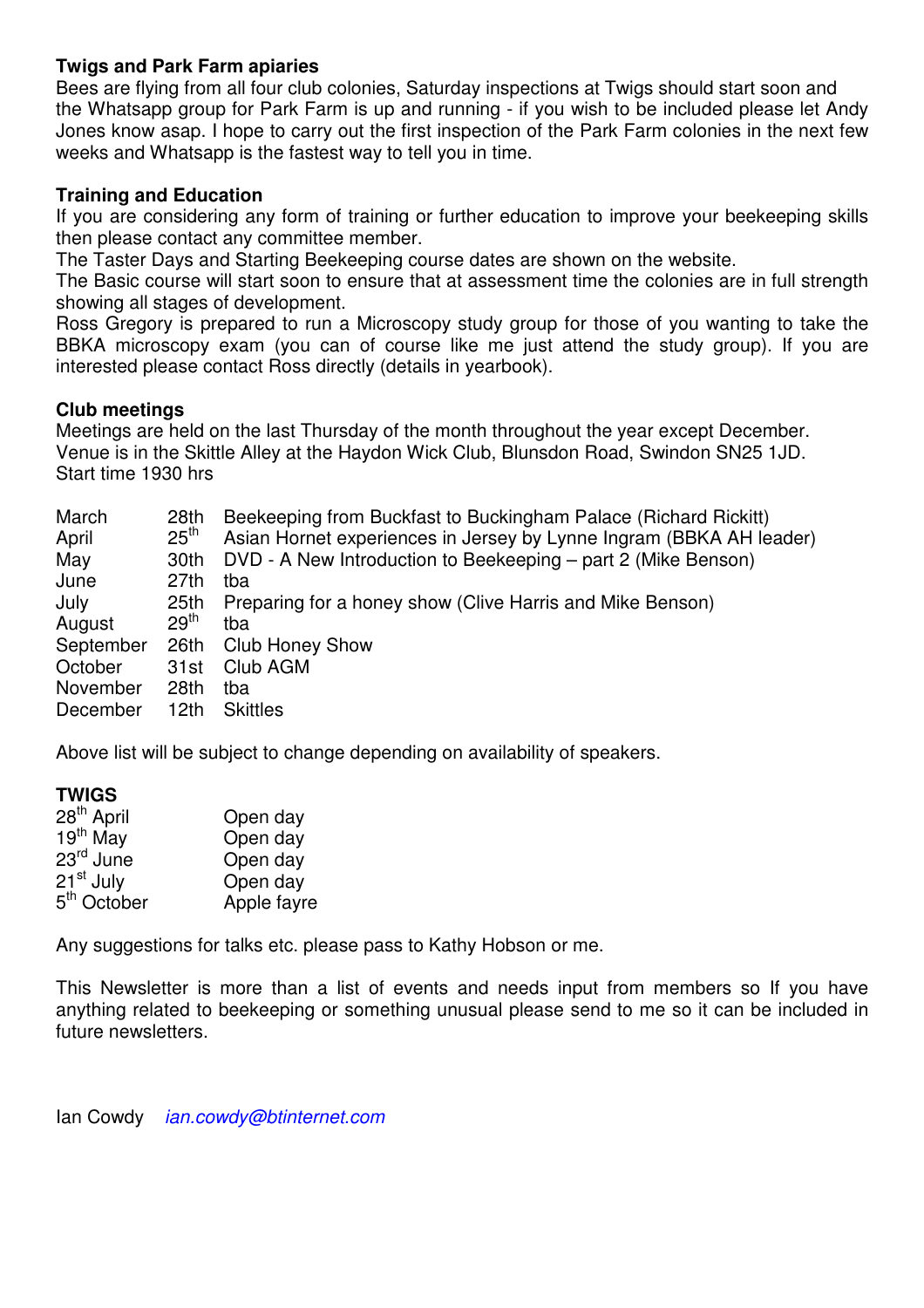**Twigs and Park Farm apiaries**

Bees are flying from all four club colonies, Saturday inspections at Twigs should start soon and the Whatsapp group for Park Farm is up and running - if you wish to be included please let Andy Jones know asap. I hope to carry out the first inspection of the Park Farm colonies in the next few weeks and Whatsapp is the fastest way to tell you in time.

**Training and Education**

If you are considering any form of training or further education to improve your beekeeping skills then please contact any committee member.

The Taster Days and Starting Beekeeping course dates are shown on the website.

The Basic course will start soon to ensure that at assessment time the colonies are in full strength showing all stages of development.

Ross Gregory is prepared to run a Microscopy study group for those of you wanting to take the BBKA microscopy exam (you can of course like me just attend the study group). If you are interested please contact Ross directly (details in yearbook).

**Club meetings**

Meetings are held on the last Thursday of the month throughout the year except December.
Venue is in the Skittle Alley at the Haydon Wick Club, Blunsdon Road, Swindon SN25 1JD.
Start time 1930 hrs

| | | |
|---|---|---|
| March | 28th | Beekeeping from Buckfast to Buckingham Palace (Richard Rickitt) |
| April | 25th | Asian Hornet experiences in Jersey by Lynne Ingram (BBKA AH leader) |
| May | 30th | DVD - A New Introduction to Beekeeping – part 2 (Mike Benson) |
| June | 27th | tba |
| July | 25th | Preparing for a honey show (Clive Harris and Mike Benson) |
| August | 29th | tba |
| September | 26th | Club Honey Show |
| October | 31st | Club AGM |
| November | 28th | tba |
| December | 12th | Skittles |

Above list will be subject to change depending on availability of speakers.

**TWIGS**

| | |
|---|---|
| 28th April | Open day |
| 19th May | Open day |
| 23rd June | Open day |
| 21st July | Open day |
| 5th October | Apple fayre |

Any suggestions for talks etc. please pass to Kathy Hobson or me.

This Newsletter is more than a list of events and needs input from members so If you have anything related to beekeeping or something unusual please send to me so it can be included in future newsletters.

Ian Cowdy *ian.cowdy@btinternet.com*